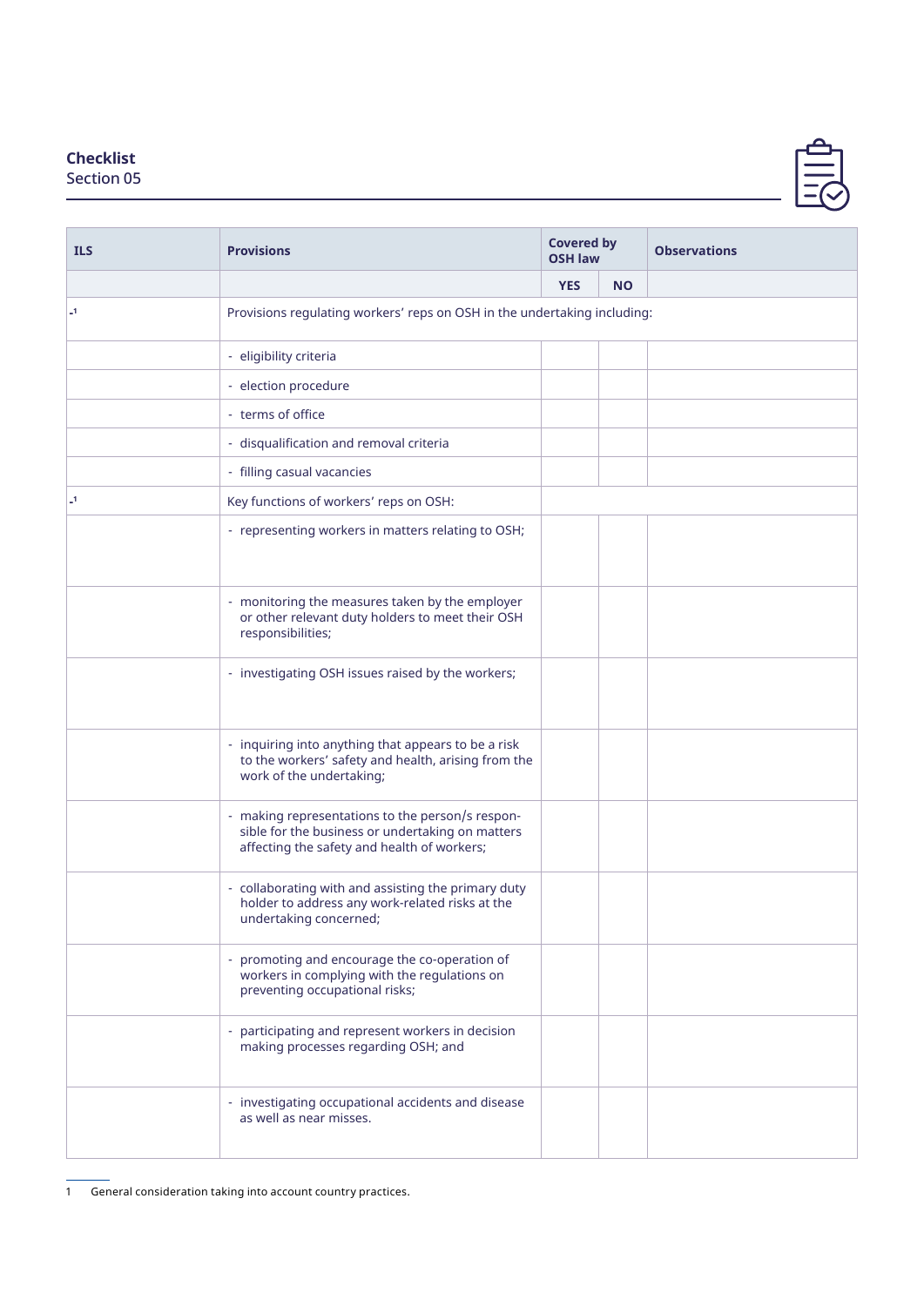**Checklist**
Section 05

| ILS | Provisions | Covered by OSH law | | Observations |
|---|---|---|---|---|
| | | YES | NO | |
| -[1] | Provisions regulating workers' reps on OSH in the undertaking including: | | | |
| | - eligibility criteria | | | |
| | - election procedure | | | |
| | - terms of office | | | |
| | - disqualification and removal criteria | | | |
| | - filling casual vacancies | | | |
| -[1] | Key functions of workers' reps on OSH: | | | |
| | - representing workers in matters relating to OSH; | | | |
| | - monitoring the measures taken by the employer or other relevant duty holders to meet their OSH responsibilities; | | | |
| | - investigating OSH issues raised by the workers; | | | |
| | - inquiring into anything that appears to be a risk to the workers' safety and health, arising from the work of the undertaking; | | | |
| | - making representations to the person/s responsible for the business or undertaking on matters affecting the safety and health of workers; | | | |
| | - collaborating with and assisting the primary duty holder to address any work-related risks at the undertaking concerned; | | | |
| | - promoting and encourage the co-operation of workers in complying with the regulations on preventing occupational risks; | | | |
| | - participating and represent workers in decision making processes regarding OSH; and | | | |
| | - investigating occupational accidents and disease as well as near misses. | | | |

1 General consideration taking into account country practices.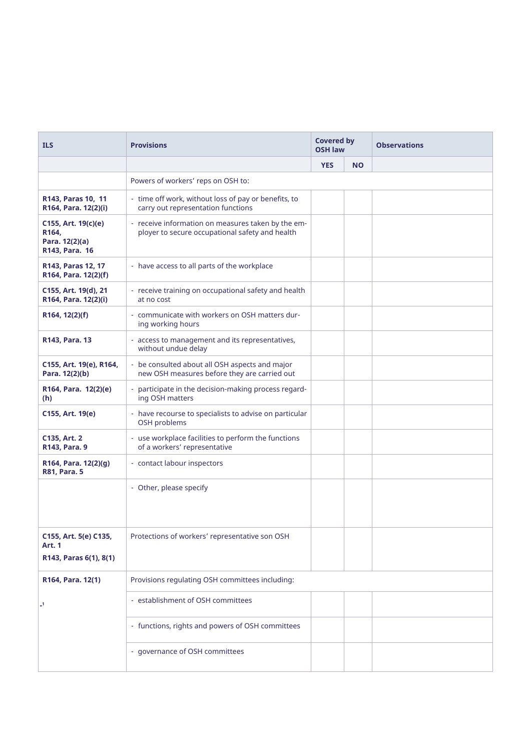| ILS | Provisions | Covered by OSH law | | Observations |
|---|---|---|---|---|
| | | YES | NO | |
| | Powers of workers' reps on OSH to: | | | |
| **R143, Paras 10, 11 R164, Para. 12(2)(i)** | - time off work, without loss of pay or benefits, to carry out representation functions | | | |
| **C155, Art. 19(c)(e) R164, Para. 12(2)(a) R143, Para. 16** | - receive information on measures taken by the employer to secure occupational safety and health | | | |
| **R143, Paras 12, 17 R164, Para. 12(2)(f)** | - have access to all parts of the workplace | | | |
| **C155, Art. 19(d), 21 R164, Para. 12(2)(i)** | - receive training on occupational safety and health at no cost | | | |
| **R164, 12(2)(f)** | - communicate with workers on OSH matters during working hours | | | |
| **R143, Para. 13** | - access to management and its representatives, without undue delay | | | |
| **C155, Art. 19(e), R164, Para. 12(2)(b)** | - be consulted about all OSH aspects and major new OSH measures before they are carried out | | | |
| **R164, Para. 12(2)(e)(h)** | - participate in the decision-making process regarding OSH matters | | | |
| **C155, Art. 19(e)** | - have recourse to specialists to advise on particular OSH problems | | | |
| **C135, Art. 2 R143, Para. 9** | - use workplace facilities to perform the functions of a workers' representative | | | |
| **R164, Para. 12(2)(g) R81, Para. 5** | - contact labour inspectors | | | |
| | - Other, please specify | | | |
| **C155, Art. 5(e) C135, Art. 1 R143, Paras 6(1), 8(1)** | Protections of workers' representative son OSH | | | |
| **R164, Para. 12(1)** | Provisions regulating OSH committees including: | | | |
| -[1] | - establishment of OSH committees | | | |
| | - functions, rights and powers of OSH committees | | | |
| | - governance of OSH committees | | | |